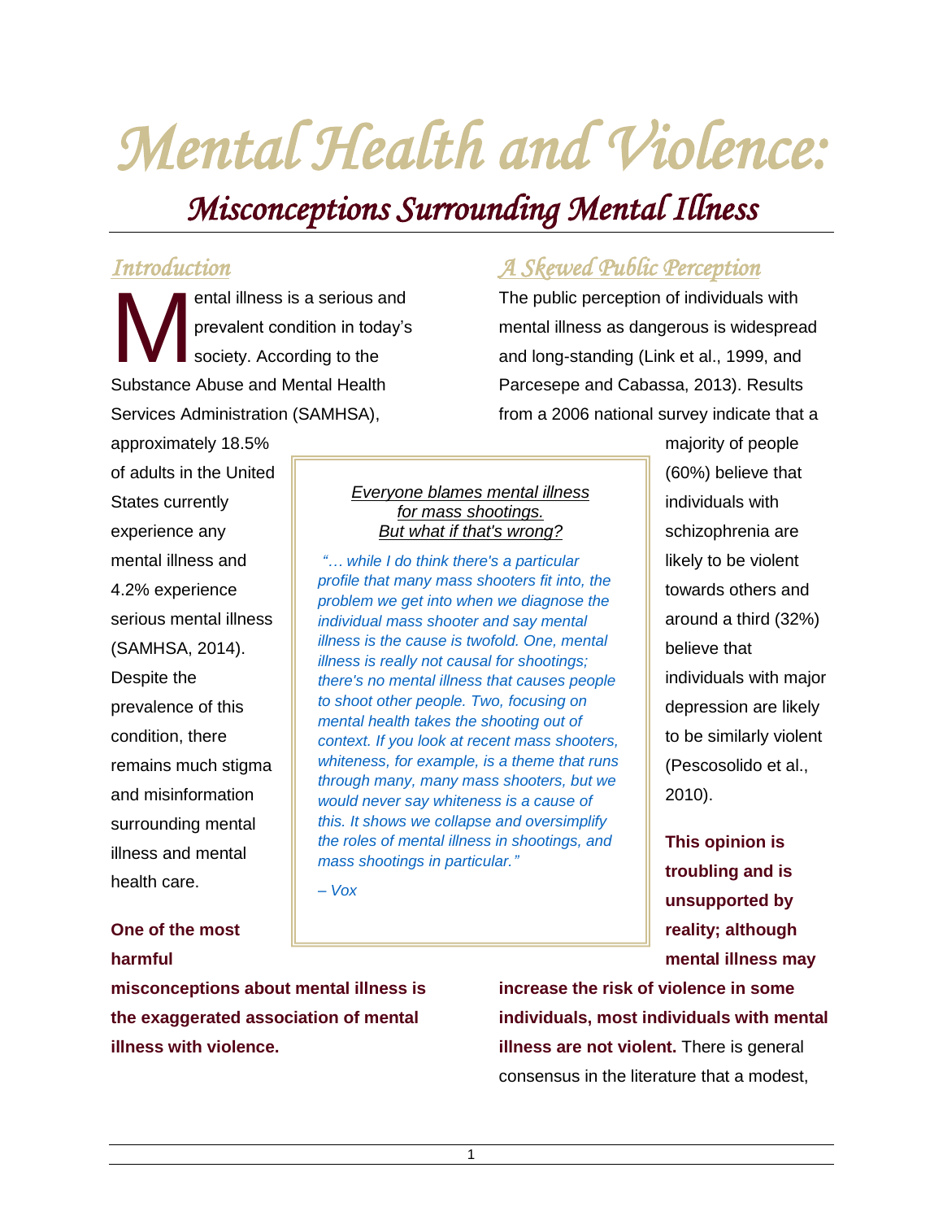# Mental Health and Violence:

## Misconceptions Surrounding Mental Illness

### Introduction

Mental illness is a serious and prevalent condition in today's society. According to the Substance Abuse and Mental Health Services Administration (SAMHSA), approximately 18.5% of adults in the United States currently experience any mental illness and 4.2% experience serious mental illness (SAMHSA, 2014). Despite the prevalence of this condition, there remains much stigma and misinformation surrounding mental illness and mental health care.

**One of the most harmful misconceptions about mental illness is the exaggerated association of mental illness with violence.**

### A Skewed Public Perception

The public perception of individuals with mental illness as dangerous is widespread and long-standing (Link et al., 1999, and Parcesepe and Cabassa, 2013). Results from a 2006 national survey indicate that a majority of people (60%) believe that individuals with schizophrenia are likely to be violent towards others and around a third (32%) believe that individuals with major depression are likely to be similarly violent (Pescosolido et al., 2010).

**This opinion is troubling and is unsupported by reality; although mental illness may increase the risk of violence in some individuals, most individuals with mental illness are not violent.** There is general consensus in the literature that a modest,

> Everyone blames mental illness for mass shootings. But what if that's wrong?
>
> *"… while I do think there's a particular profile that many mass shooters fit into, the problem we get into when we diagnose the individual mass shooter and say mental illness is the cause is twofold. One, mental illness is really not causal for shootings; there's no mental illness that causes people to shoot other people. Two, focusing on mental health takes the shooting out of context. If you look at recent mass shooters, whiteness, for example, is a theme that runs through many, many mass shooters, but we would never say whiteness is a cause of this. It shows we collapse and oversimplify the roles of mental illness in shootings, and mass shootings in particular."*
>
> *– Vox*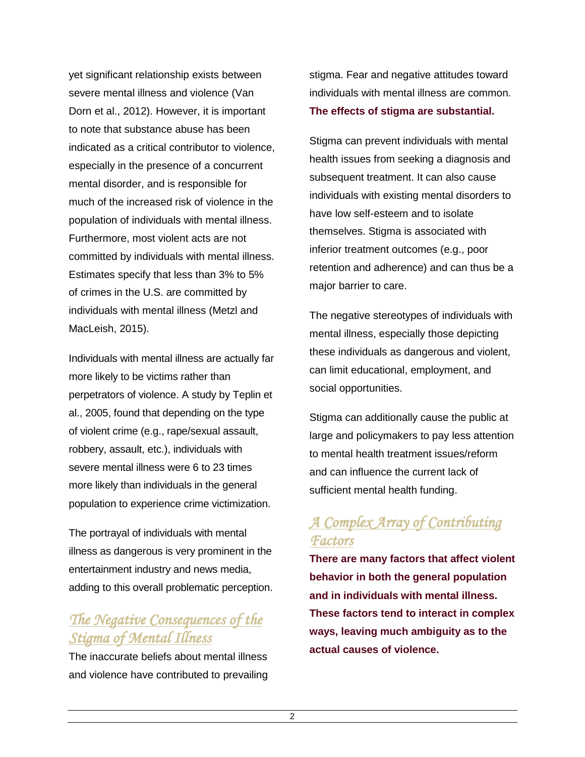yet significant relationship exists between severe mental illness and violence (Van Dorn et al., 2012). However, it is important to note that substance abuse has been indicated as a critical contributor to violence, especially in the presence of a concurrent mental disorder, and is responsible for much of the increased risk of violence in the population of individuals with mental illness. Furthermore, most violent acts are not committed by individuals with mental illness. Estimates specify that less than 3% to 5% of crimes in the U.S. are committed by individuals with mental illness (Metzl and MacLeish, 2015).

Individuals with mental illness are actually far more likely to be victims rather than perpetrators of violence. A study by Teplin et al., 2005, found that depending on the type of violent crime (e.g., rape/sexual assault, robbery, assault, etc.), individuals with severe mental illness were 6 to 23 times more likely than individuals in the general population to experience crime victimization.

The portrayal of individuals with mental illness as dangerous is very prominent in the entertainment industry and news media, adding to this overall problematic perception.

## The Negative Consequences of the Stigma of Mental Illness

The inaccurate beliefs about mental illness and violence have contributed to prevailing stigma. Fear and negative attitudes toward individuals with mental illness are common. **The effects of stigma are substantial.**

Stigma can prevent individuals with mental health issues from seeking a diagnosis and subsequent treatment. It can also cause individuals with existing mental disorders to have low self-esteem and to isolate themselves. Stigma is associated with inferior treatment outcomes (e.g., poor retention and adherence) and can thus be a major barrier to care.

The negative stereotypes of individuals with mental illness, especially those depicting these individuals as dangerous and violent, can limit educational, employment, and social opportunities.

Stigma can additionally cause the public at large and policymakers to pay less attention to mental health treatment issues/reform and can influence the current lack of sufficient mental health funding.

## A Complex Array of Contributing Factors

**There are many factors that affect violent behavior in both the general population and in individuals with mental illness. These factors tend to interact in complex ways, leaving much ambiguity as to the actual causes of violence.**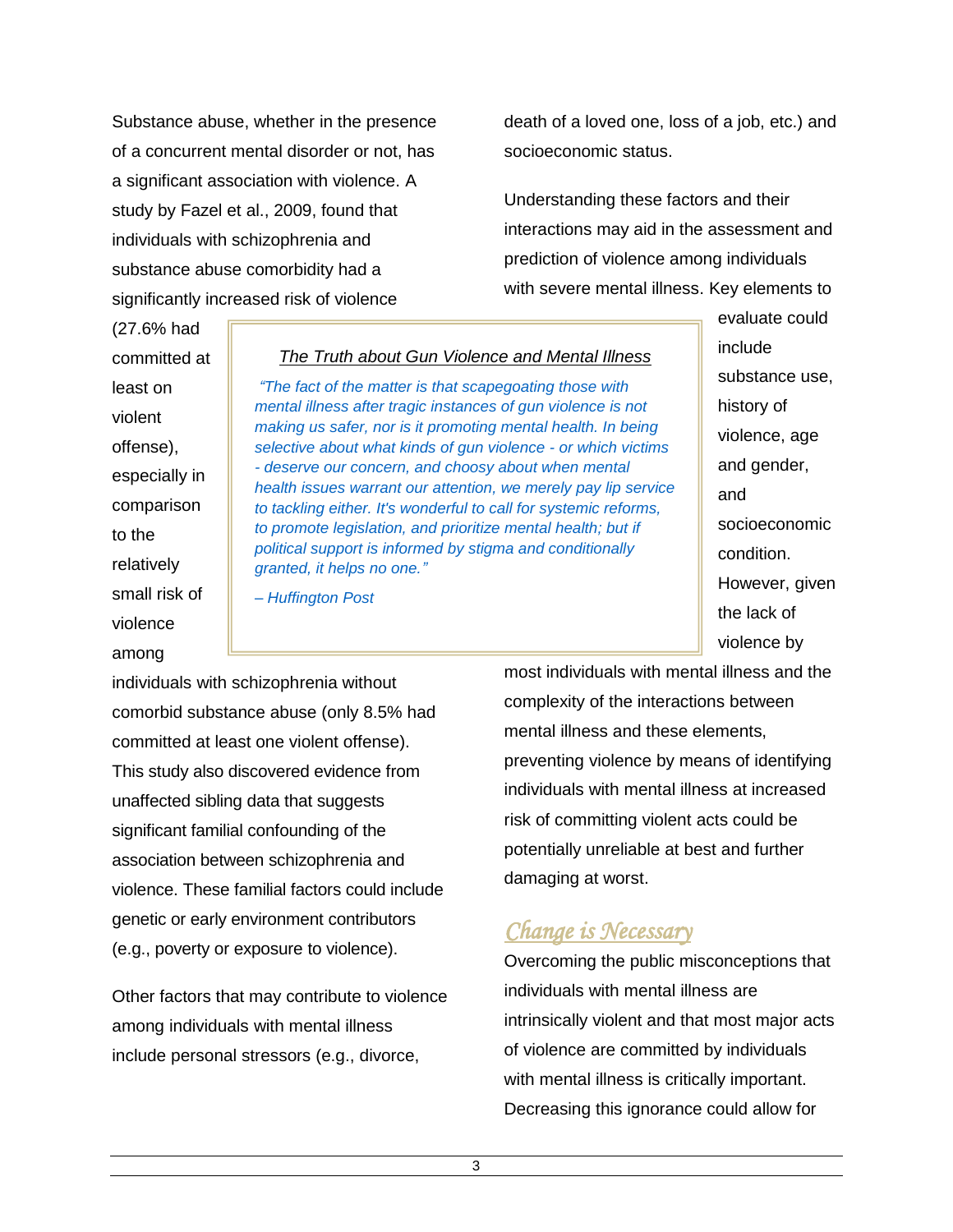Substance abuse, whether in the presence of a concurrent mental disorder or not, has a significant association with violence. A study by Fazel et al., 2009, found that individuals with schizophrenia and substance abuse comorbidity had a significantly increased risk of violence (27.6% had committed at least on violent offense), especially in comparison to the relatively small risk of violence among individuals with schizophrenia without comorbid substance abuse (only 8.5% had committed at least one violent offense). This study also discovered evidence from unaffected sibling data that suggests significant familial confounding of the association between schizophrenia and violence. These familial factors could include genetic or early environment contributors (e.g., poverty or exposure to violence).

> <u>*The Truth about Gun Violence and Mental Illness*</u>
>
> *"The fact of the matter is that scapegoating those with mental illness after tragic instances of gun violence is not making us safer, nor is it promoting mental health. In being selective about what kinds of gun violence - or which victims - deserve our concern, and choosy about when mental health issues warrant our attention, we merely pay lip service to tackling either. It's wonderful to call for systemic reforms, to promote legislation, and prioritize mental health; but if political support is informed by stigma and conditionally granted, it helps no one."*
>
> *– Huffington Post*

Other factors that may contribute to violence among individuals with mental illness include personal stressors (e.g., divorce, death of a loved one, loss of a job, etc.) and socioeconomic status.

Understanding these factors and their interactions may aid in the assessment and prediction of violence among individuals with severe mental illness. Key elements to evaluate could include substance use, history of violence, age and gender, and socioeconomic condition. However, given the lack of violence by most individuals with mental illness and the complexity of the interactions between mental illness and these elements, preventing violence by means of identifying individuals with mental illness at increased risk of committing violent acts could be potentially unreliable at best and further damaging at worst.

## *Change is Necessary*

Overcoming the public misconceptions that individuals with mental illness are intrinsically violent and that most major acts of violence are committed by individuals with mental illness is critically important. Decreasing this ignorance could allow for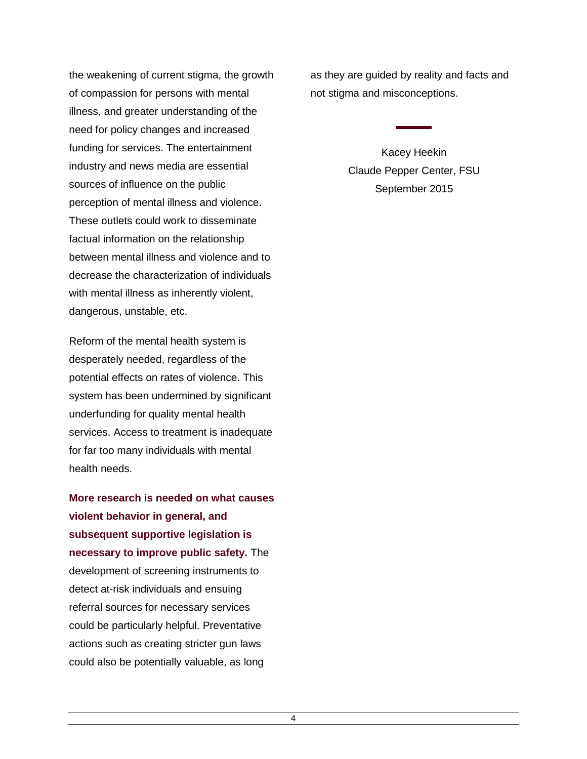the weakening of current stigma, the growth of compassion for persons with mental illness, and greater understanding of the need for policy changes and increased funding for services. The entertainment industry and news media are essential sources of influence on the public perception of mental illness and violence. These outlets could work to disseminate factual information on the relationship between mental illness and violence and to decrease the characterization of individuals with mental illness as inherently violent, dangerous, unstable, etc.

Reform of the mental health system is desperately needed, regardless of the potential effects on rates of violence. This system has been undermined by significant underfunding for quality mental health services. Access to treatment is inadequate for far too many individuals with mental health needs.

**More research is needed on what causes violent behavior in general, and subsequent supportive legislation is necessary to improve public safety.** The development of screening instruments to detect at-risk individuals and ensuing referral sources for necessary services could be particularly helpful. Preventative actions such as creating stricter gun laws could also be potentially valuable, as long as they are guided by reality and facts and not stigma and misconceptions.

Kacey Heekin
Claude Pepper Center, FSU
September 2015